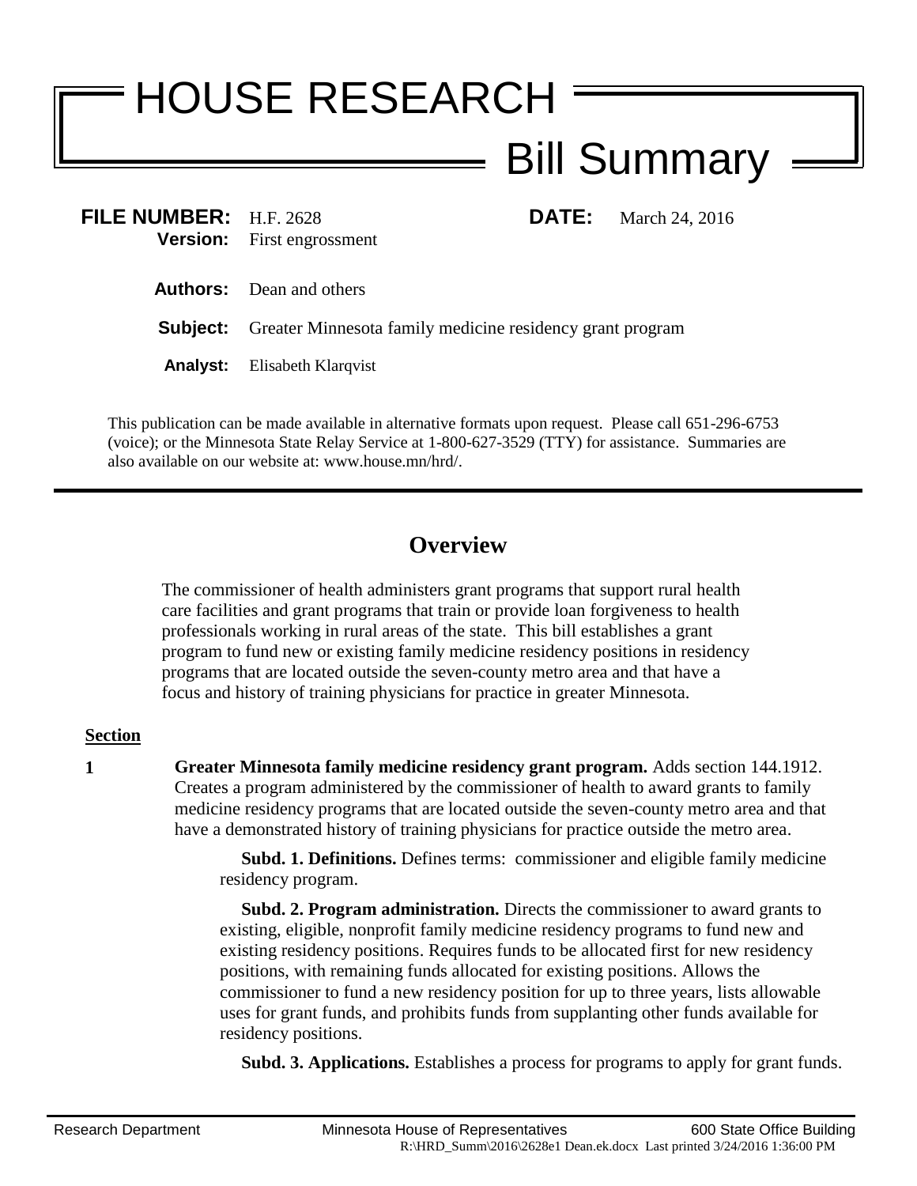# HOUSE RESEARCH

## Bill Summary

**FILE NUMBER:** H.F. 2628 **DATE:** March 24, 2016
**Version:** First engrossment

**Authors:** Dean and others

**Subject:** Greater Minnesota family medicine residency grant program

**Analyst:** Elisabeth Klarqvist

This publication can be made available in alternative formats upon request. Please call 651-296-6753 (voice); or the Minnesota State Relay Service at 1-800-627-3529 (TTY) for assistance. Summaries are also available on our website at: www.house.mn/hrd/.

## Overview

The commissioner of health administers grant programs that support rural health care facilities and grant programs that train or provide loan forgiveness to health professionals working in rural areas of the state. This bill establishes a grant program to fund new or existing family medicine residency positions in residency programs that are located outside the seven-county metro area and that have a focus and history of training physicians for practice in greater Minnesota.

**Section**

**1** **Greater Minnesota family medicine residency grant program.** Adds section 144.1912. Creates a program administered by the commissioner of health to award grants to family medicine residency programs that are located outside the seven-county metro area and that have a demonstrated history of training physicians for practice outside the metro area.

**Subd. 1. Definitions.** Defines terms: commissioner and eligible family medicine residency program.

**Subd. 2. Program administration.** Directs the commissioner to award grants to existing, eligible, nonprofit family medicine residency programs to fund new and existing residency positions. Requires funds to be allocated first for new residency positions, with remaining funds allocated for existing positions. Allows the commissioner to fund a new residency position for up to three years, lists allowable uses for grant funds, and prohibits funds from supplanting other funds available for residency positions.

**Subd. 3. Applications.** Establishes a process for programs to apply for grant funds.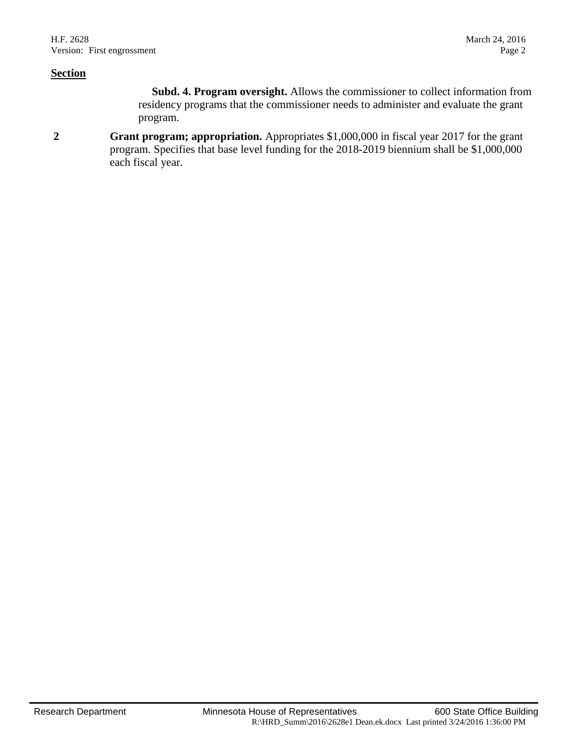**Section**

**Subd. 4. Program oversight.** Allows the commissioner to collect information from residency programs that the commissioner needs to administer and evaluate the grant program.

**2** **Grant program; appropriation.** Appropriates $1,000,000 in fiscal year 2017 for the grant program. Specifies that base level funding for the 2018-2019 biennium shall be $1,000,000 each fiscal year.